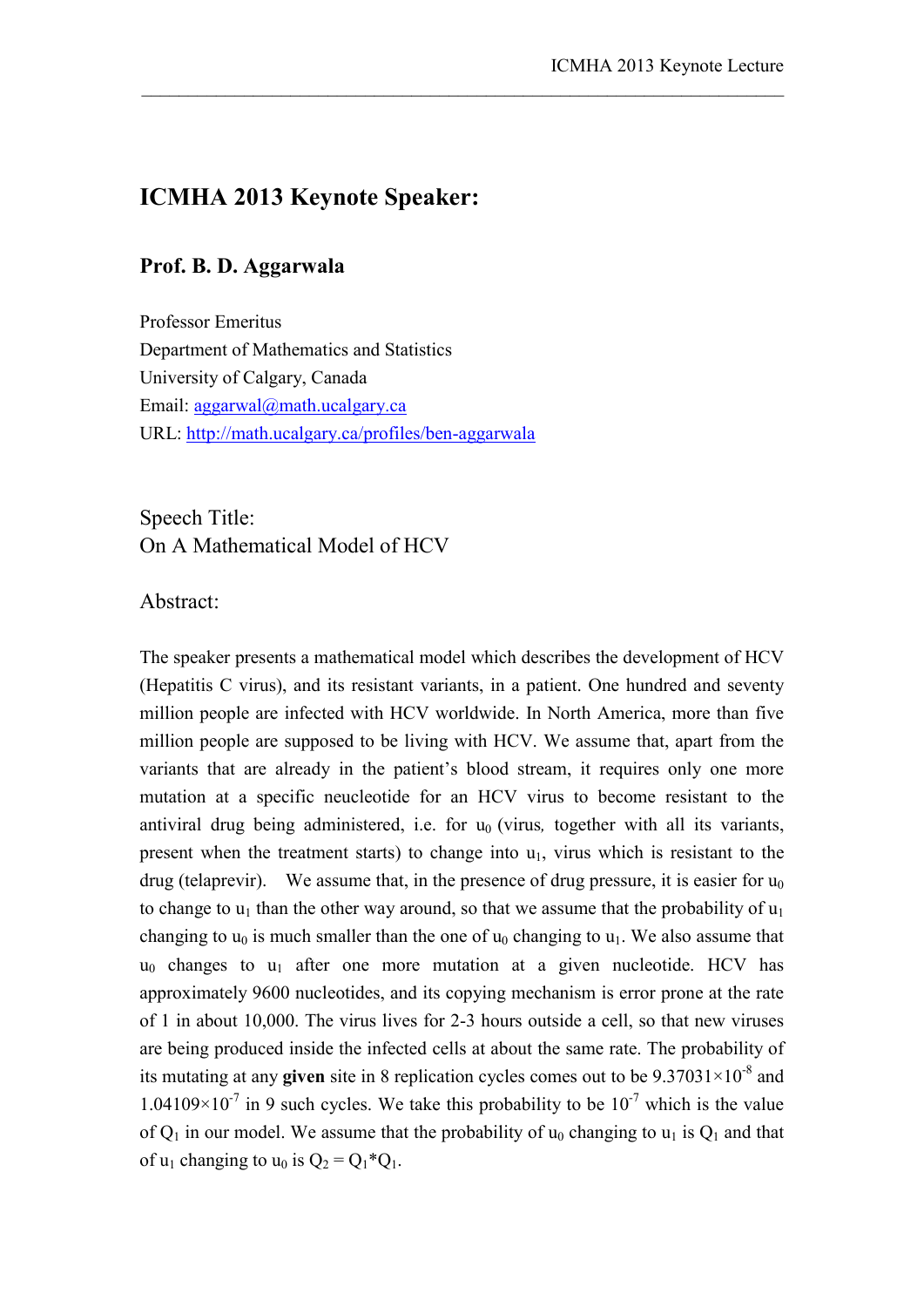## ICMHA 2013 Keynote Speaker:

### Prof. B. D. Aggarwala

Professor Emeritus
Department of Mathematics and Statistics
University of Calgary, Canada
Email: aggarwal@math.ucalgary.ca
URL: http://math.ucalgary.ca/profiles/ben-aggarwala

Speech Title:
On A Mathematical Model of HCV

Abstract:

The speaker presents a mathematical model which describes the development of HCV (Hepatitis C virus), and its resistant variants, in a patient. One hundred and seventy million people are infected with HCV worldwide. In North America, more than five million people are supposed to be living with HCV. We assume that, apart from the variants that are already in the patient's blood stream, it requires only one more mutation at a specific neucleotide for an HCV virus to become resistant to the antiviral drug being administered, i.e. for $u_0$ (virus*,* together with all its variants, present when the treatment starts) to change into $u_1$, virus which is resistant to the drug (telaprevir). We assume that, in the presence of drug pressure, it is easier for $u_0$ to change to $u_1$ than the other way around, so that we assume that the probability of $u_1$ changing to $u_0$ is much smaller than the one of $u_0$ changing to $u_1$. We also assume that $u_0$ changes to $u_1$ after one more mutation at a given nucleotide. HCV has approximately 9600 nucleotides, and its copying mechanism is error prone at the rate of 1 in about 10,000. The virus lives for 2-3 hours outside a cell, so that new viruses are being produced inside the infected cells at about the same rate. The probability of its mutating at any **given** site in 8 replication cycles comes out to be $9.37031\times10^{-8}$ and $1.04109\times10^{-7}$ in 9 such cycles. We take this probability to be $10^{-7}$ which is the value of $Q_1$ in our model. We assume that the probability of $u_0$ changing to $u_1$ is $Q_1$ and that of $u_1$ changing to $u_0$ is $Q_2 = Q_1*Q_1$.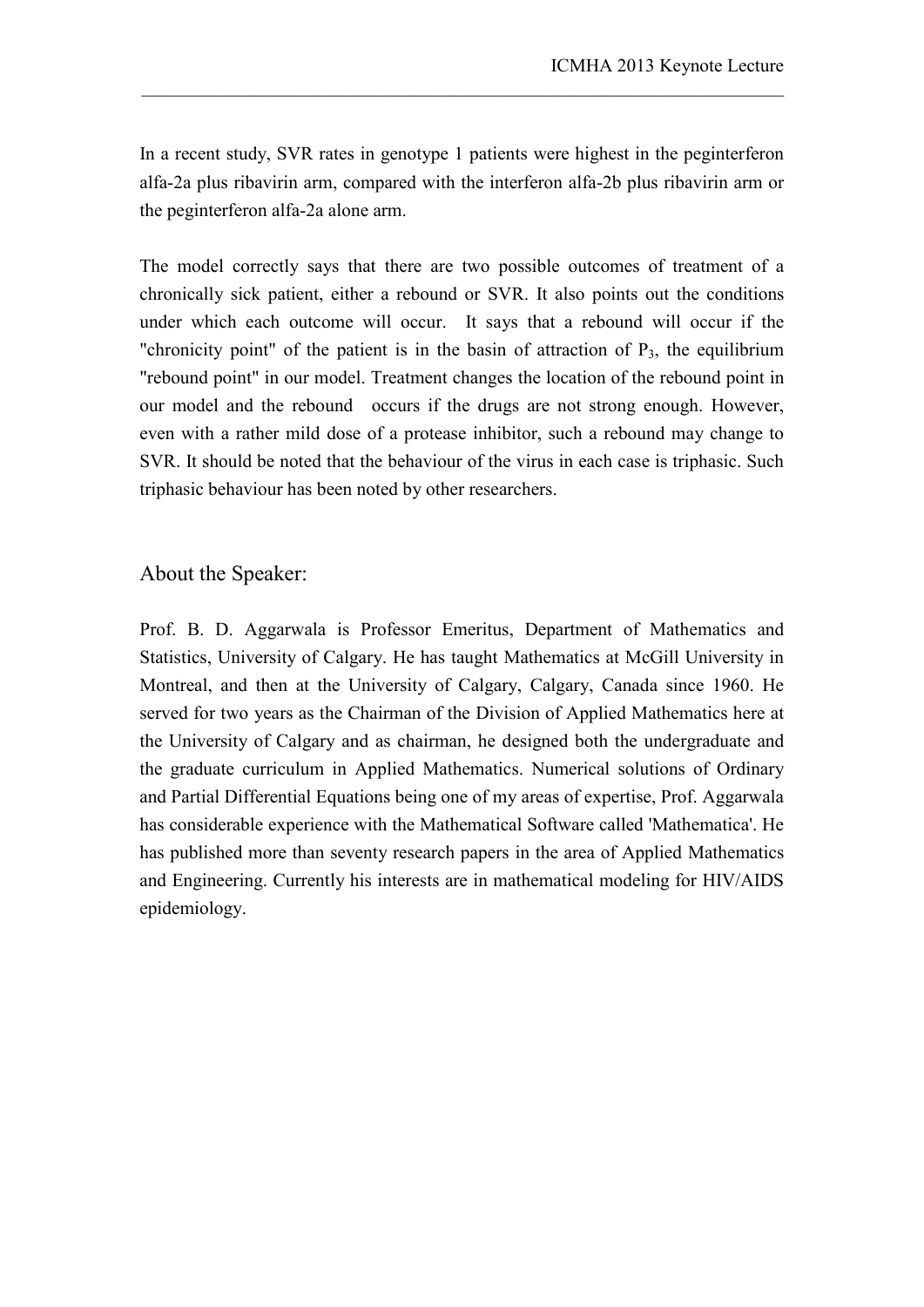In a recent study, SVR rates in genotype 1 patients were highest in the peginterferon alfa-2a plus ribavirin arm, compared with the interferon alfa-2b plus ribavirin arm or the peginterferon alfa-2a alone arm.

The model correctly says that there are two possible outcomes of treatment of a chronically sick patient, either a rebound or SVR. It also points out the conditions under which each outcome will occur. It says that a rebound will occur if the "chronicity point" of the patient is in the basin of attraction of $P_3$, the equilibrium "rebound point" in our model. Treatment changes the location of the rebound point in our model and the rebound occurs if the drugs are not strong enough. However, even with a rather mild dose of a protease inhibitor, such a rebound may change to SVR. It should be noted that the behaviour of the virus in each case is triphasic. Such triphasic behaviour has been noted by other researchers.

## About the Speaker:

Prof. B. D. Aggarwala is Professor Emeritus, Department of Mathematics and Statistics, University of Calgary. He has taught Mathematics at McGill University in Montreal, and then at the University of Calgary, Calgary, Canada since 1960. He served for two years as the Chairman of the Division of Applied Mathematics here at the University of Calgary and as chairman, he designed both the undergraduate and the graduate curriculum in Applied Mathematics. Numerical solutions of Ordinary and Partial Differential Equations being one of my areas of expertise, Prof. Aggarwala has considerable experience with the Mathematical Software called 'Mathematica'. He has published more than seventy research papers in the area of Applied Mathematics and Engineering. Currently his interests are in mathematical modeling for HIV/AIDS epidemiology.